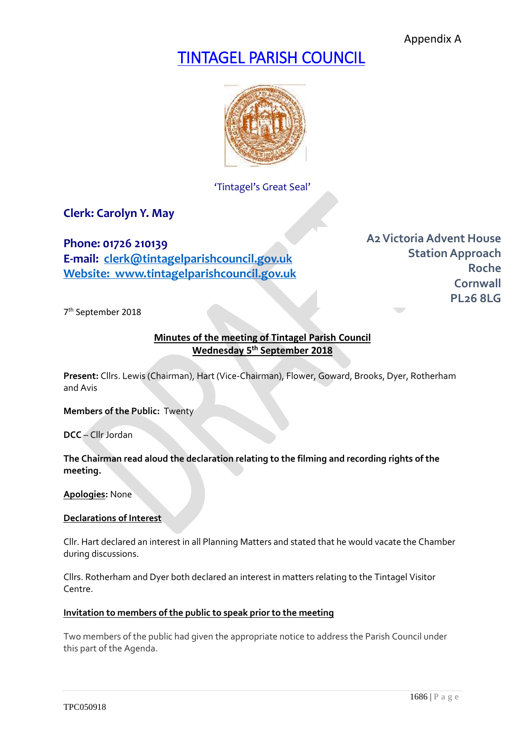Appendix A

# TINTAGEL PARISH COUNCIL

'Tintagel's Great Seal'

**Clerk: Carolyn Y. May**

**Phone: 01726 210139**
**E-mail: clerk@tintagelparishcouncil.gov.uk**
**Website: www.tintagelparishcouncil.gov.uk**

**A2 Victoria Advent House**
**Station Approach**
**Roche**
**Cornwall**
**PL26 8LG**

7th September 2018

## Minutes of the meeting of Tintagel Parish Council
## Wednesday 5th September 2018

**Present:** Cllrs. Lewis (Chairman), Hart (Vice-Chairman), Flower, Goward, Brooks, Dyer, Rotherham and Avis

**Members of the Public:** Twenty

**DCC** – Cllr Jordan

**The Chairman read aloud the declaration relating to the filming and recording rights of the meeting.**

**Apologies:** None

**Declarations of Interest**

Cllr. Hart declared an interest in all Planning Matters and stated that he would vacate the Chamber during discussions.

Cllrs. Rotherham and Dyer both declared an interest in matters relating to the Tintagel Visitor Centre.

**Invitation to members of the public to speak prior to the meeting**

Two members of the public had given the appropriate notice to address the Parish Council under this part of the Agenda.

TPC050918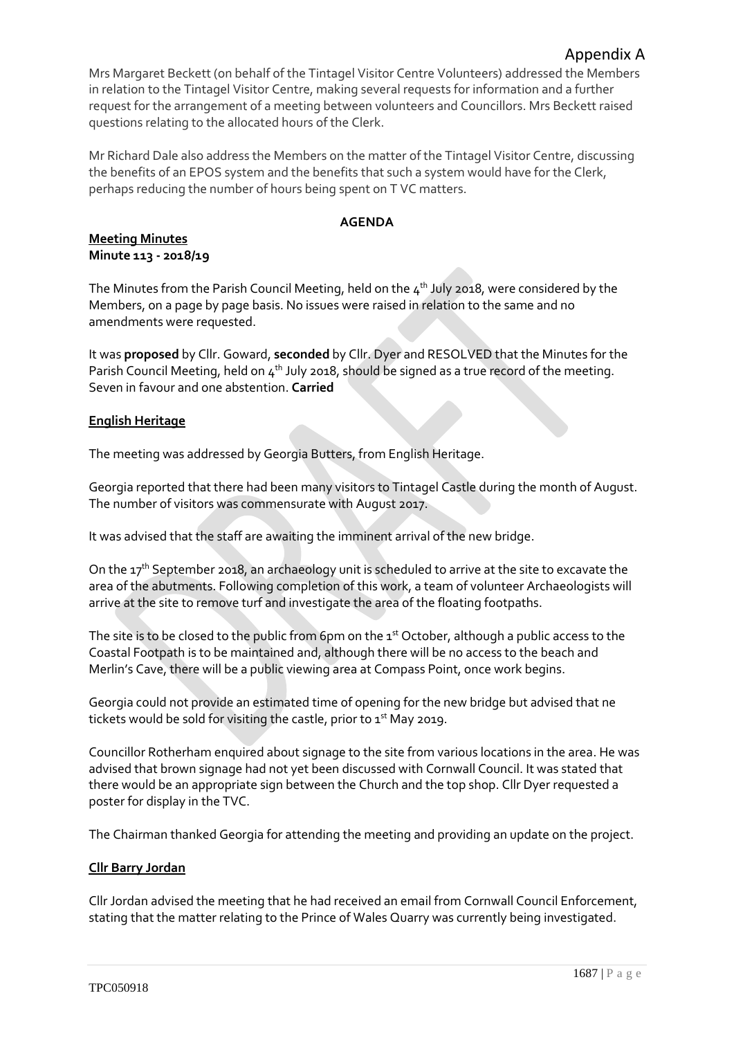Appendix A

Mrs Margaret Beckett (on behalf of the Tintagel Visitor Centre Volunteers) addressed the Members in relation to the Tintagel Visitor Centre, making several requests for information and a further request for the arrangement of a meeting between volunteers and Councillors. Mrs Beckett raised questions relating to the allocated hours of the Clerk.

Mr Richard Dale also address the Members on the matter of the Tintagel Visitor Centre, discussing the benefits of an EPOS system and the benefits that such a system would have for the Clerk, perhaps reducing the number of hours being spent on T VC matters.

**AGENDA**

**Meeting Minutes**
**Minute 113 - 2018/19**

The Minutes from the Parish Council Meeting, held on the 4th July 2018, were considered by the Members, on a page by page basis. No issues were raised in relation to the same and no amendments were requested.

It was **proposed** by Cllr. Goward, **seconded** by Cllr. Dyer and RESOLVED that the Minutes for the Parish Council Meeting, held on 4th July 2018, should be signed as a true record of the meeting. Seven in favour and one abstention. **Carried**

**English Heritage**

The meeting was addressed by Georgia Butters, from English Heritage.

Georgia reported that there had been many visitors to Tintagel Castle during the month of August. The number of visitors was commensurate with August 2017.

It was advised that the staff are awaiting the imminent arrival of the new bridge.

On the 17th September 2018, an archaeology unit is scheduled to arrive at the site to excavate the area of the abutments. Following completion of this work, a team of volunteer Archaeologists will arrive at the site to remove turf and investigate the area of the floating footpaths.

The site is to be closed to the public from 6pm on the 1st October, although a public access to the Coastal Footpath is to be maintained and, although there will be no access to the beach and Merlin's Cave, there will be a public viewing area at Compass Point, once work begins.

Georgia could not provide an estimated time of opening for the new bridge but advised that ne tickets would be sold for visiting the castle, prior to 1st May 2019.

Councillor Rotherham enquired about signage to the site from various locations in the area. He was advised that brown signage had not yet been discussed with Cornwall Council. It was stated that there would be an appropriate sign between the Church and the top shop. Cllr Dyer requested a poster for display in the TVC.

The Chairman thanked Georgia for attending the meeting and providing an update on the project.

**Cllr Barry Jordan**

Cllr Jordan advised the meeting that he had received an email from Cornwall Council Enforcement, stating that the matter relating to the Prince of Wales Quarry was currently being investigated.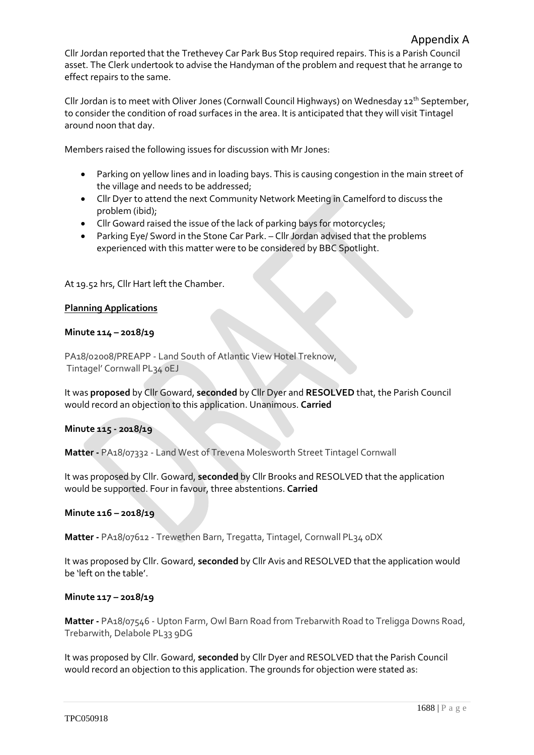Appendix A

Cllr Jordan reported that the Trethevey Car Park Bus Stop required repairs. This is a Parish Council asset. The Clerk undertook to advise the Handyman of the problem and request that he arrange to effect repairs to the same.

Cllr Jordan is to meet with Oliver Jones (Cornwall Council Highways) on Wednesday 12th September, to consider the condition of road surfaces in the area. It is anticipated that they will visit Tintagel around noon that day.

Members raised the following issues for discussion with Mr Jones:

- Parking on yellow lines and in loading bays. This is causing congestion in the main street of the village and needs to be addressed;
- Cllr Dyer to attend the next Community Network Meeting in Camelford to discuss the problem (ibid);
- Cllr Goward raised the issue of the lack of parking bays for motorcycles;
- Parking Eye/ Sword in the Stone Car Park. – Cllr Jordan advised that the problems experienced with this matter were to be considered by BBC Spotlight.

At 19.52 hrs, Cllr Hart left the Chamber.

**Planning Applications**

**Minute 114 – 2018/19**

PA18/02008/PREAPP - Land South of Atlantic View Hotel Treknow, Tintagel' Cornwall PL34 0EJ

It was **proposed** by Cllr Goward, **seconded** by Cllr Dyer and **RESOLVED** that, the Parish Council would record an objection to this application. Unanimous. **Carried**

**Minute 115 - 2018/19**

**Matter -** PA18/07332 - Land West of Trevena Molesworth Street Tintagel Cornwall

It was proposed by Cllr. Goward, **seconded** by Cllr Brooks and RESOLVED that the application would be supported. Four in favour, three abstentions. **Carried**

**Minute 116 – 2018/19**

**Matter -** PA18/07612 - Trewethen Barn, Tregatta, Tintagel, Cornwall PL34 0DX

It was proposed by Cllr. Goward, **seconded** by Cllr Avis and RESOLVED that the application would be 'left on the table'.

**Minute 117 – 2018/19**

**Matter -** PA18/07546 - Upton Farm, Owl Barn Road from Trebarwith Road to Treligga Downs Road, Trebarwith, Delabole PL33 9DG

It was proposed by Cllr. Goward, **seconded** by Cllr Dyer and RESOLVED that the Parish Council would record an objection to this application. The grounds for objection were stated as: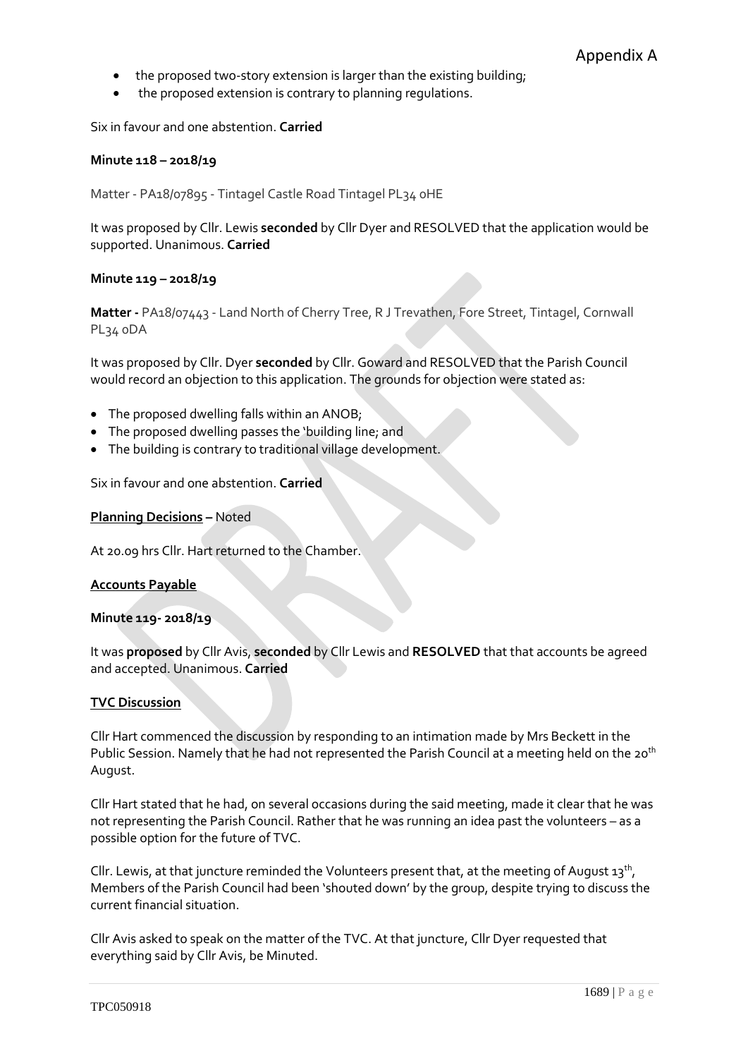- the proposed two-story extension is larger than the existing building;
- the proposed extension is contrary to planning regulations.

Six in favour and one abstention. **Carried**

**Minute 118 – 2018/19**

Matter - PA18/07895 - Tintagel Castle Road Tintagel PL34 0HE

It was proposed by Cllr. Lewis **seconded** by Cllr Dyer and RESOLVED that the application would be supported. Unanimous. **Carried**

**Minute 119 – 2018/19**

**Matter -** PA18/07443 - Land North of Cherry Tree, R J Trevathen, Fore Street, Tintagel, Cornwall PL34 0DA

It was proposed by Cllr. Dyer **seconded** by Cllr. Goward and RESOLVED that the Parish Council would record an objection to this application. The grounds for objection were stated as:

- The proposed dwelling falls within an ANOB;
- The proposed dwelling passes the 'building line; and
- The building is contrary to traditional village development.

Six in favour and one abstention. **Carried**

**Planning Decisions –** Noted

At 20.09 hrs Cllr. Hart returned to the Chamber.

**Accounts Payable**

**Minute 119- 2018/19**

It was **proposed** by Cllr Avis, **seconded** by Cllr Lewis and **RESOLVED** that that accounts be agreed and accepted. Unanimous. **Carried**

**TVC Discussion**

Cllr Hart commenced the discussion by responding to an intimation made by Mrs Beckett in the Public Session. Namely that he had not represented the Parish Council at a meeting held on the 20th August.

Cllr Hart stated that he had, on several occasions during the said meeting, made it clear that he was not representing the Parish Council. Rather that he was running an idea past the volunteers – as a possible option for the future of TVC.

Cllr. Lewis, at that juncture reminded the Volunteers present that, at the meeting of August 13th, Members of the Parish Council had been 'shouted down' by the group, despite trying to discuss the current financial situation.

Cllr Avis asked to speak on the matter of the TVC. At that juncture, Cllr Dyer requested that everything said by Cllr Avis, be Minuted.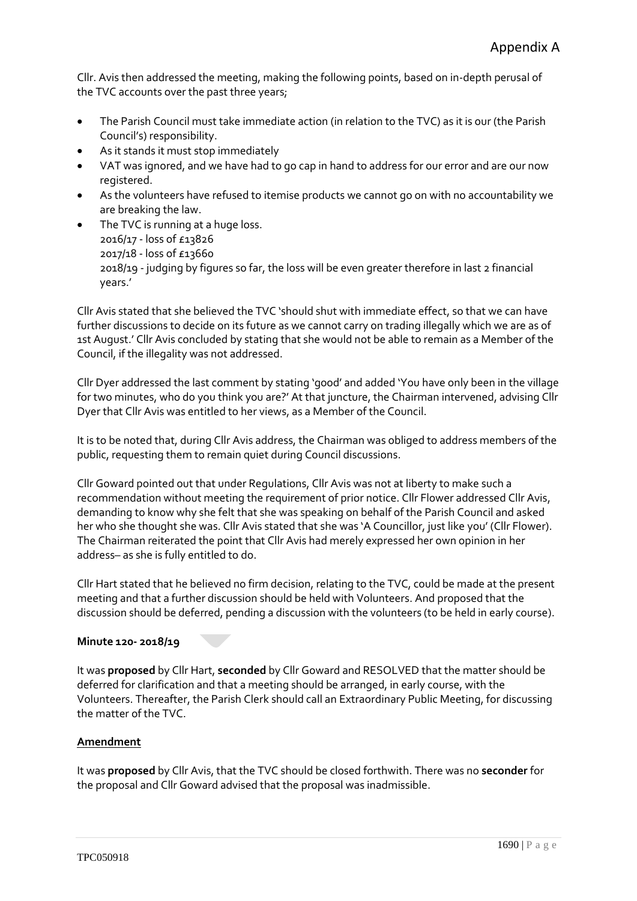# Appendix A

Cllr. Avis then addressed the meeting, making the following points, based on in-depth perusal of the TVC accounts over the past three years;

- The Parish Council must take immediate action (in relation to the TVC) as it is our (the Parish Council's) responsibility.
- As it stands it must stop immediately
- VAT was ignored, and we have had to go cap in hand to address for our error and are our now registered.
- As the volunteers have refused to itemise products we cannot go on with no accountability we are breaking the law.
- The TVC is running at a huge loss.
  2016/17 - loss of £13826
  2017/18 - loss of £13660
  2018/19 - judging by figures so far, the loss will be even greater therefore in last 2 financial years.'

Cllr Avis stated that she believed the TVC 'should shut with immediate effect, so that we can have further discussions to decide on its future as we cannot carry on trading illegally which we are as of 1st August.' Cllr Avis concluded by stating that she would not be able to remain as a Member of the Council, if the illegality was not addressed.

Cllr Dyer addressed the last comment by stating 'good' and added 'You have only been in the village for two minutes, who do you think you are?' At that juncture, the Chairman intervened, advising Cllr Dyer that Cllr Avis was entitled to her views, as a Member of the Council.

It is to be noted that, during Cllr Avis address, the Chairman was obliged to address members of the public, requesting them to remain quiet during Council discussions.

Cllr Goward pointed out that under Regulations, Cllr Avis was not at liberty to make such a recommendation without meeting the requirement of prior notice. Cllr Flower addressed Cllr Avis, demanding to know why she felt that she was speaking on behalf of the Parish Council and asked her who she thought she was. Cllr Avis stated that she was 'A Councillor, just like you' (Cllr Flower). The Chairman reiterated the point that Cllr Avis had merely expressed her own opinion in her address– as she is fully entitled to do.

Cllr Hart stated that he believed no firm decision, relating to the TVC, could be made at the present meeting and that a further discussion should be held with Volunteers. And proposed that the discussion should be deferred, pending a discussion with the volunteers (to be held in early course).

**Minute 120- 2018/19**

It was **proposed** by Cllr Hart, **seconded** by Cllr Goward and RESOLVED that the matter should be deferred for clarification and that a meeting should be arranged, in early course, with the Volunteers. Thereafter, the Parish Clerk should call an Extraordinary Public Meeting, for discussing the matter of the TVC.

**Amendment**

It was **proposed** by Cllr Avis, that the TVC should be closed forthwith. There was no **seconder** for the proposal and Cllr Goward advised that the proposal was inadmissible.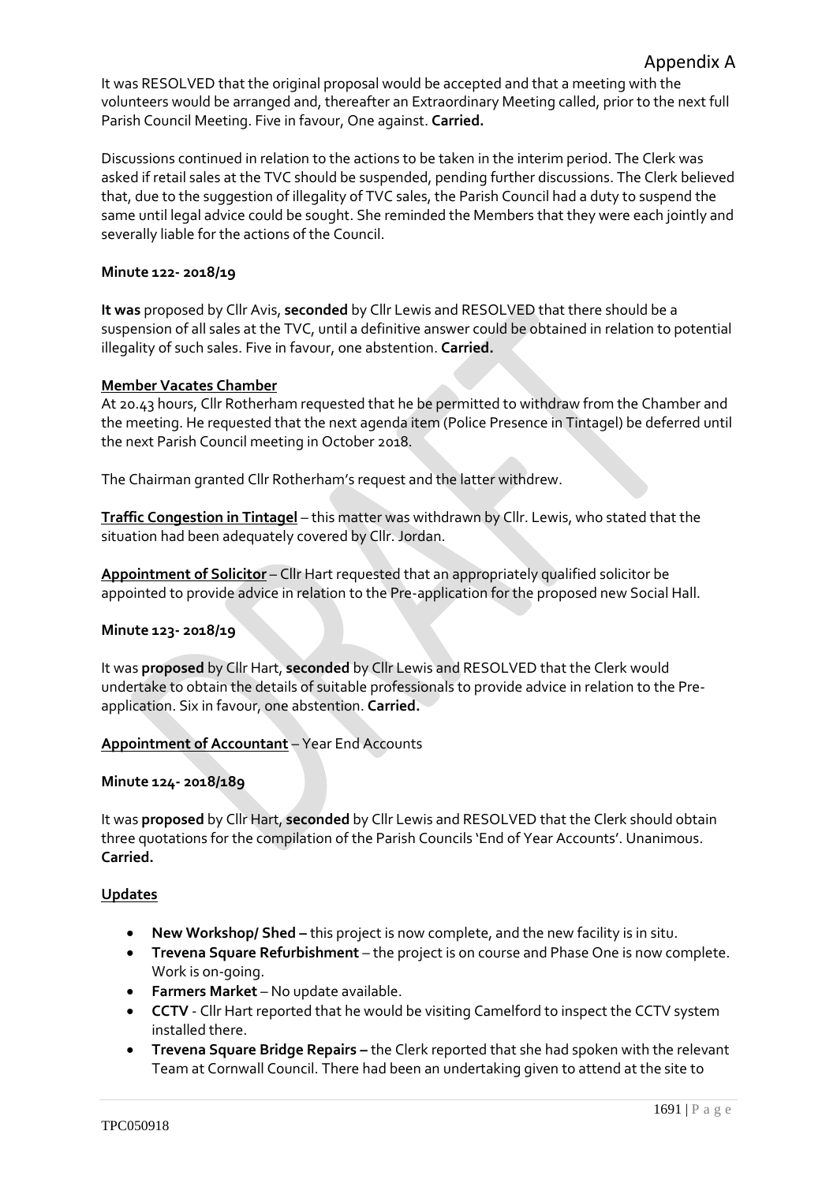It was RESOLVED that the original proposal would be accepted and that a meeting with the volunteers would be arranged and, thereafter an Extraordinary Meeting called, prior to the next full Parish Council Meeting. Five in favour, One against. **Carried.**

Discussions continued in relation to the actions to be taken in the interim period. The Clerk was asked if retail sales at the TVC should be suspended, pending further discussions. The Clerk believed that, due to the suggestion of illegality of TVC sales, the Parish Council had a duty to suspend the same until legal advice could be sought. She reminded the Members that they were each jointly and severally liable for the actions of the Council.

**Minute 122- 2018/19**

**It was** proposed by Cllr Avis, **seconded** by Cllr Lewis and RESOLVED that there should be a suspension of all sales at the TVC, until a definitive answer could be obtained in relation to potential illegality of such sales. Five in favour, one abstention. **Carried.**

**Member Vacates Chamber**

At 20.43 hours, Cllr Rotherham requested that he be permitted to withdraw from the Chamber and the meeting. He requested that the next agenda item (Police Presence in Tintagel) be deferred until the next Parish Council meeting in October 2018.

The Chairman granted Cllr Rotherham's request and the latter withdrew.

**Traffic Congestion in Tintagel** – this matter was withdrawn by Cllr. Lewis, who stated that the situation had been adequately covered by Cllr. Jordan.

**Appointment of Solicitor** – Cllr Hart requested that an appropriately qualified solicitor be appointed to provide advice in relation to the Pre-application for the proposed new Social Hall.

**Minute 123- 2018/19**

It was **proposed** by Cllr Hart, **seconded** by Cllr Lewis and RESOLVED that the Clerk would undertake to obtain the details of suitable professionals to provide advice in relation to the Pre-application. Six in favour, one abstention. **Carried.**

**Appointment of Accountant** – Year End Accounts

**Minute 124- 2018/189**

It was **proposed** by Cllr Hart, **seconded** by Cllr Lewis and RESOLVED that the Clerk should obtain three quotations for the compilation of the Parish Councils 'End of Year Accounts'. Unanimous. **Carried.**

**Updates**

- **New Workshop/ Shed –** this project is now complete, and the new facility is in situ.
- **Trevena Square Refurbishment** – the project is on course and Phase One is now complete. Work is on-going.
- **Farmers Market** – No update available.
- **CCTV** - Cllr Hart reported that he would be visiting Camelford to inspect the CCTV system installed there.
- **Trevena Square Bridge Repairs –** the Clerk reported that she had spoken with the relevant Team at Cornwall Council. There had been an undertaking given to attend at the site to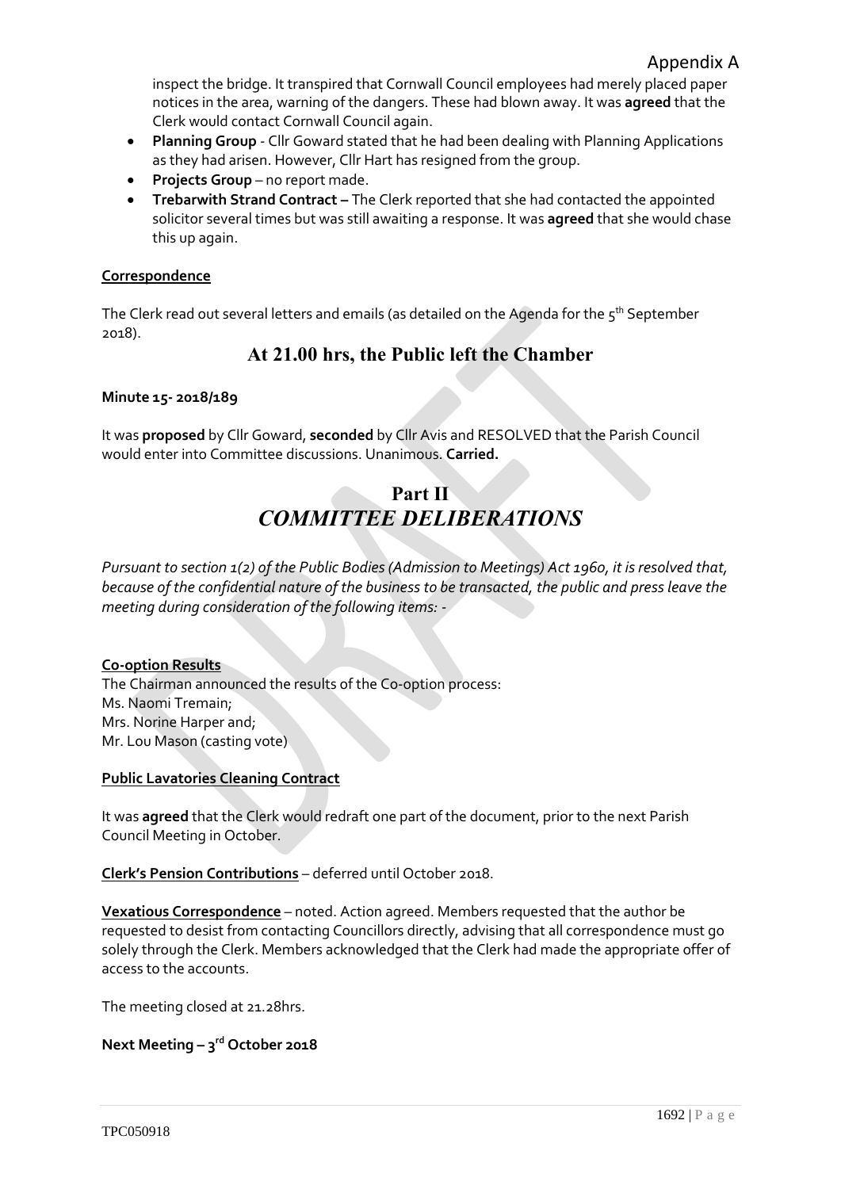inspect the bridge. It transpired that Cornwall Council employees had merely placed paper notices in the area, warning of the dangers. These had blown away. It was **agreed** that the Clerk would contact Cornwall Council again.

- **Planning Group** - Cllr Goward stated that he had been dealing with Planning Applications as they had arisen. However, Cllr Hart has resigned from the group.
- **Projects Group** – no report made.
- **Trebarwith Strand Contract –** The Clerk reported that she had contacted the appointed solicitor several times but was still awaiting a response. It was **agreed** that she would chase this up again.

**Correspondence**

The Clerk read out several letters and emails (as detailed on the Agenda for the 5th September 2018).

## At 21.00 hrs, the Public left the Chamber

**Minute 15- 2018/189**

It was **proposed** by Cllr Goward, **seconded** by Cllr Avis and RESOLVED that the Parish Council would enter into Committee discussions. Unanimous. **Carried.**

# Part II
# *COMMITTEE DELIBERATIONS*

*Pursuant to section 1(2) of the Public Bodies (Admission to Meetings) Act 1960, it is resolved that, because of the confidential nature of the business to be transacted, the public and press leave the meeting during consideration of the following items: -*

**Co-option Results**

The Chairman announced the results of the Co-option process:
Ms. Naomi Tremain;
Mrs. Norine Harper and;
Mr. Lou Mason (casting vote)

**Public Lavatories Cleaning Contract**

It was **agreed** that the Clerk would redraft one part of the document, prior to the next Parish Council Meeting in October.

**Clerk's Pension Contributions** – deferred until October 2018.

**Vexatious Correspondence** – noted. Action agreed. Members requested that the author be requested to desist from contacting Councillors directly, advising that all correspondence must go solely through the Clerk. Members acknowledged that the Clerk had made the appropriate offer of access to the accounts.

The meeting closed at 21.28hrs.

**Next Meeting – 3rd October 2018**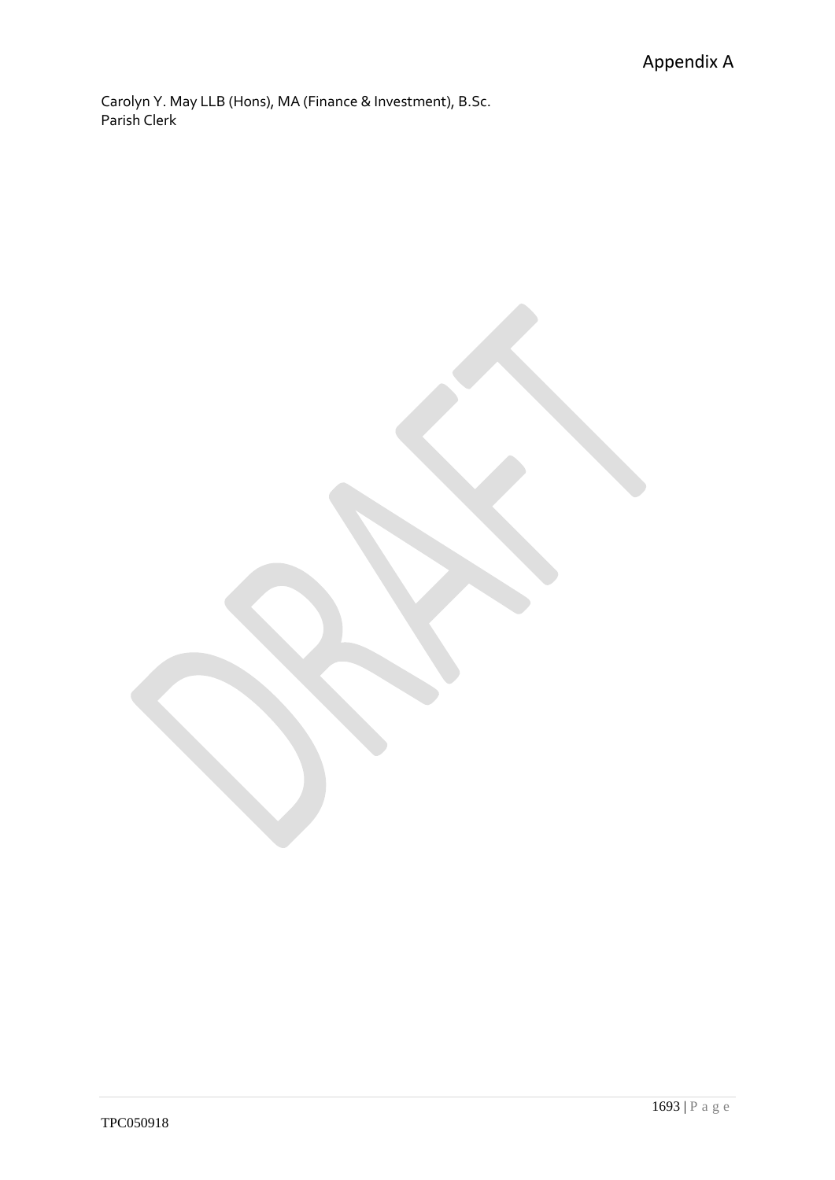Appendix A

Carolyn Y. May LLB (Hons), MA (Finance & Investment), B.Sc.
Parish Clerk